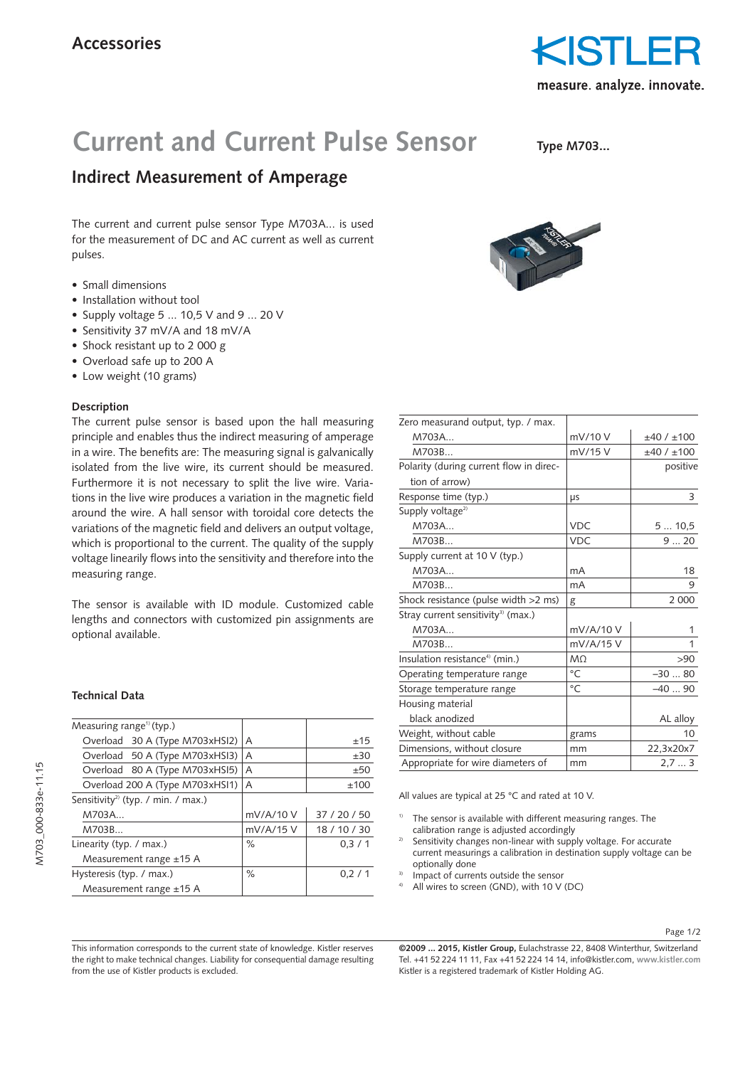Accessories

# Current and Current Pulse Sensor

Type M703...

## Indirect Measurement of Amperage

The current and current pulse sensor Type M703A... is used for the measurement of DC and AC current as well as current pulses.

- Small dimensions
- Installation without tool
- Supply voltage 5 ... 10,5 V and 9 ... 20 V
- Sensitivity 37 mV/A and 18 mV/A
- Shock resistant up to 2 000 g
- Overload safe up to 200 A
- Low weight (10 grams)

### Description

The current pulse sensor is based upon the hall measuring principle and enables thus the indirect measuring of amperage in a wire. The benefits are: The measuring signal is galvanically isolated from the live wire, its current should be measured. Furthermore it is not necessary to split the live wire. Variations in the live wire produces a variation in the magnetic field around the wire. A hall sensor with toroidal core detects the variations of the magnetic field and delivers an output voltage, which is proportional to the current. The quality of the supply voltage linearly flows into the sensitivity and therefore into the measuring range.

The sensor is available with ID module. Customized cable lengths and connectors with customized pin assignments are optional available.

### Technical Data

| Measuring range[1] (typ.) | | |
|---|---|---|
| Overload 30 A (Type M703xHSI2) | A | ±15 |
| Overload 50 A (Type M703xHSI3) | A | ±30 |
| Overload 80 A (Type M703xHSI5) | A | ±50 |
| Overload 200 A (Type M703xHSI1) | A | ±100 |
| Sensitivity[2] (typ. / min. / max.) | | |
| M703A... | mV/A/10 V | 37 / 20 / 50 |
| M703B... | mV/A/15 V | 18 / 10 / 30 |
| Linearity (typ. / max.) Measurement range ±15 A | % | 0,3 / 1 |
| Hysteresis (typ. / max.) Measurement range ±15 A | % | 0,2 / 1 |
| Zero measurand output, typ. / max. | | |
| M703A... | mV/10 V | ±40 / ±100 |
| M703B... | mV/15 V | ±40 / ±100 |
| Polarity (during current flow in direction of arrow) | | positive |
| Response time (typ.) | µs | 3 |
| Supply voltage[2] | | |
| M703A... | VDC | 5 ... 10,5 |
| M703B... | VDC | 9 ... 20 |
| Supply current at 10 V (typ.) | | |
| M703A... | mA | 18 |
| M703B... | mA | 9 |
| Shock resistance (pulse width >2 ms) | g | 2 000 |
| Stray current sensitivity[3] (max.) | | |
| M703A... | mV/A/10 V | 1 |
| M703B... | mV/A/15 V | 1 |
| Insulation resistance[4] (min.) | MΩ | >90 |
| Operating temperature range | °C | –30 ... 80 |
| Storage temperature range | °C | –40 ... 90 |
| Housing material black anodized | | AL alloy |
| Weight, without cable | grams | 10 |
| Dimensions, without closure | mm | 22,3x20x7 |
| Appropriate for wire diameters of | mm | 2,7 ... 3 |

All values are typical at 25 °C and rated at 10 V.

1) The sensor is available with different measuring ranges. The calibration range is adjusted accordingly
2) Sensitivity changes non-linear with supply voltage. For accurate current measurings a calibration in destination supply voltage can be optionally done
3) Impact of currents outside the sensor
4) All wires to screen (GND), with 10 V (DC)

This information corresponds to the current state of knowledge. Kistler reserves the right to make technical changes. Liability for consequential damage resulting from the use of Kistler products is excluded.

**©2009 ... 2015, Kistler Group,** Eulachstrasse 22, 8408 Winterthur, Switzerland
Tel. +41 52 224 11 11, Fax +41 52 224 14 14, info@kistler.com, www.kistler.com
Kistler is a registered trademark of Kistler Holding AG.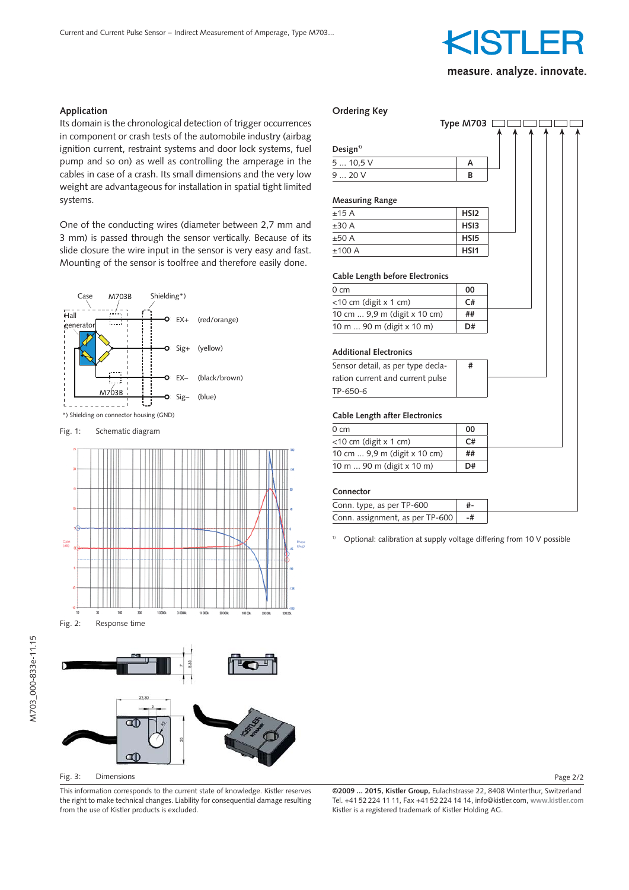## Application

Its domain is the chronological detection of trigger occurrences in component or crash tests of the automobile industry (airbag ignition current, restraint systems and door lock systems, fuel pump and so on) as well as controlling the amperage in the cables in case of a crash. Its small dimensions and the very low weight are advantageous for installation in spatial tight limited systems.

One of the conducting wires (diameter between 2,7 mm and 3 mm) is passed through the sensor vertically. Because of its slide closure the wire input in the sensor is very easy and fast. Mounting of the sensor is toolfree and therefore easily done.

Case
M703B
Shielding*)
Hall generator
EX+ (red/orange)
Sig+ (yellow)
EX– (black/brown)
Sig– (blue)
M703B

*) Shielding on connector housing (GND)

Fig. 1: Schematic diagram

Gain (dB)
Phase (deg)

Fig. 2: Response time

7
8,35
22,30
3
20

Fig. 3: Dimensions

## Ordering Key

Type M703 ☐☐☐☐☐☐

**Design**[1]

| | |
|---|---|
| 5 ... 10,5 V | A |
| 9 ... 20 V | B |

**Measuring Range**

| | |
|---|---|
| ±15 A | HSI2 |
| ±30 A | HSI3 |
| ±50 A | HSI5 |
| ±100 A | HSI1 |

**Cable Length before Electronics**

| | |
|---|---|
| 0 cm | 00 |
| <10 cm (digit x 1 cm) | C# |
| 10 cm ... 9,9 m (digit x 10 cm) | ## |
| 10 m ... 90 m (digit x 10 m) | D# |

**Additional Electronics**

| | |
|---|---|
| Sensor detail, as per type declaration current and current pulse TP-650-6 | # |

**Cable Length after Electronics**

| | |
|---|---|
| 0 cm | 00 |
| <10 cm (digit x 1 cm) | C# |
| 10 cm ... 9,9 m (digit x 10 cm) | ## |
| 10 m ... 90 m (digit x 10 m) | D# |

**Connector**

| | |
|---|---|
| Conn. type, as per TP-600 | #- |
| Conn. assignment, as per TP-600 | -# |

[1] Optional: calibration at supply voltage differing from 10 V possible

This information corresponds to the current state of knowledge. Kistler reserves the right to make technical changes. Liability for consequential damage resulting from the use of Kistler products is excluded.

**©2009 ... 2015, Kistler Group,** Eulachstrasse 22, 8408 Winterthur, Switzerland
Tel. +41 52 224 11 11, Fax +41 52 224 14 14, info@kistler.com, www.kistler.com
Kistler is a registered trademark of Kistler Holding AG.